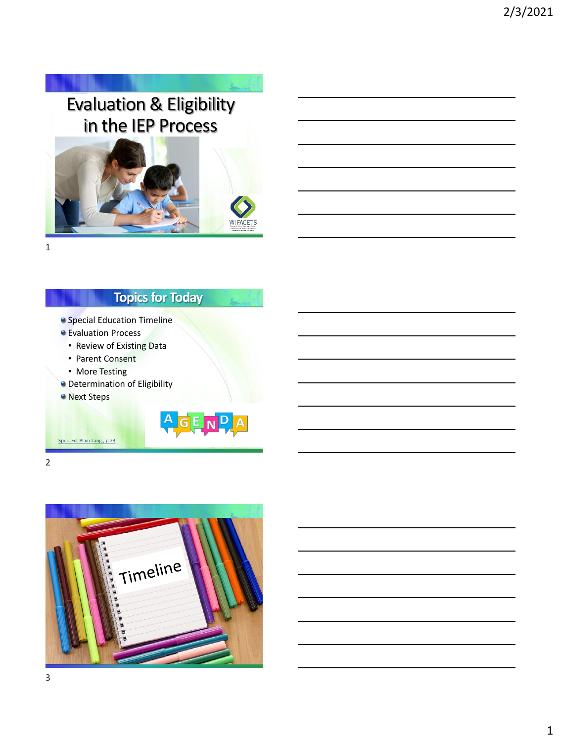# Evaluation & Eligibility in the IEP Process

WI FACETS

## Topics for Today

- Special Education Timeline
- Evaluation Process
  - Review of Existing Data
  - Parent Consent
  - More Testing
- Determination of Eligibility
- Next Steps

AGENDA

Spec. Ed. Plain Lang., p.23

Timeline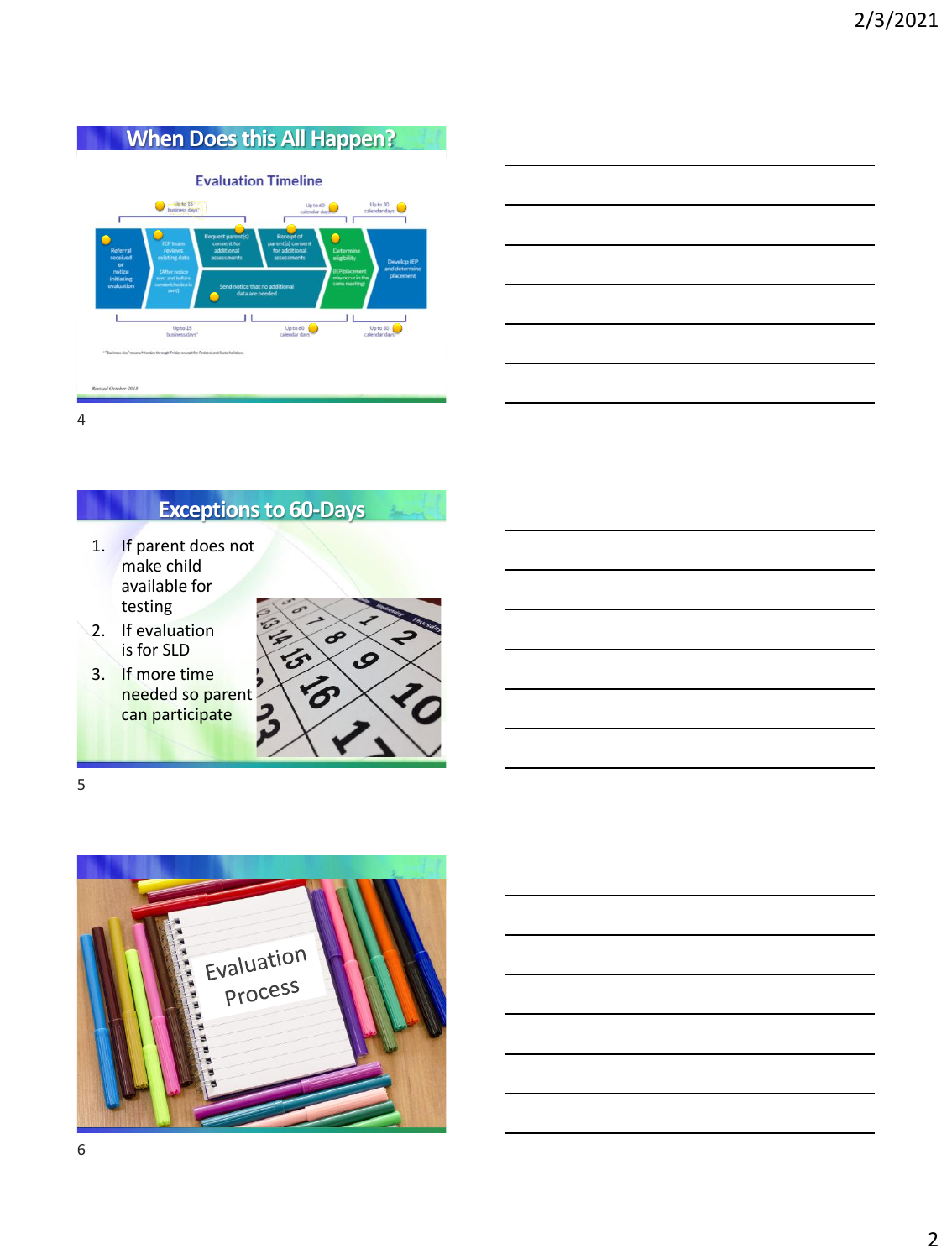## When Does this All Happen?

### Evaluation Timeline

Up to 15 business days* | Up to 60 calendar days | Up to 30 calendar days

- Referral received or notice initiating evaluation
- IEP team reviews existing data (After notice sent and before consent/notice is sent)
- Request parent(s) consent for additional assessments
- Receipt of parent(s) consent for additional assessments
- Send notice that no additional data are needed
- Determine eligibility (IEP/placement may occur in the same meeting)
- Develop IEP and determine placement

Up to 15 business days* | Up to 60 calendar days | Up to 30 calendar days

* "Business day" means Monday through Friday except for Federal and State holidays.

*Revised October 2018*

## Exceptions to 60-Days

1. If parent does not make child available for testing
2. If evaluation is for SLD
3. If more time needed so parent can participate

Evaluation Process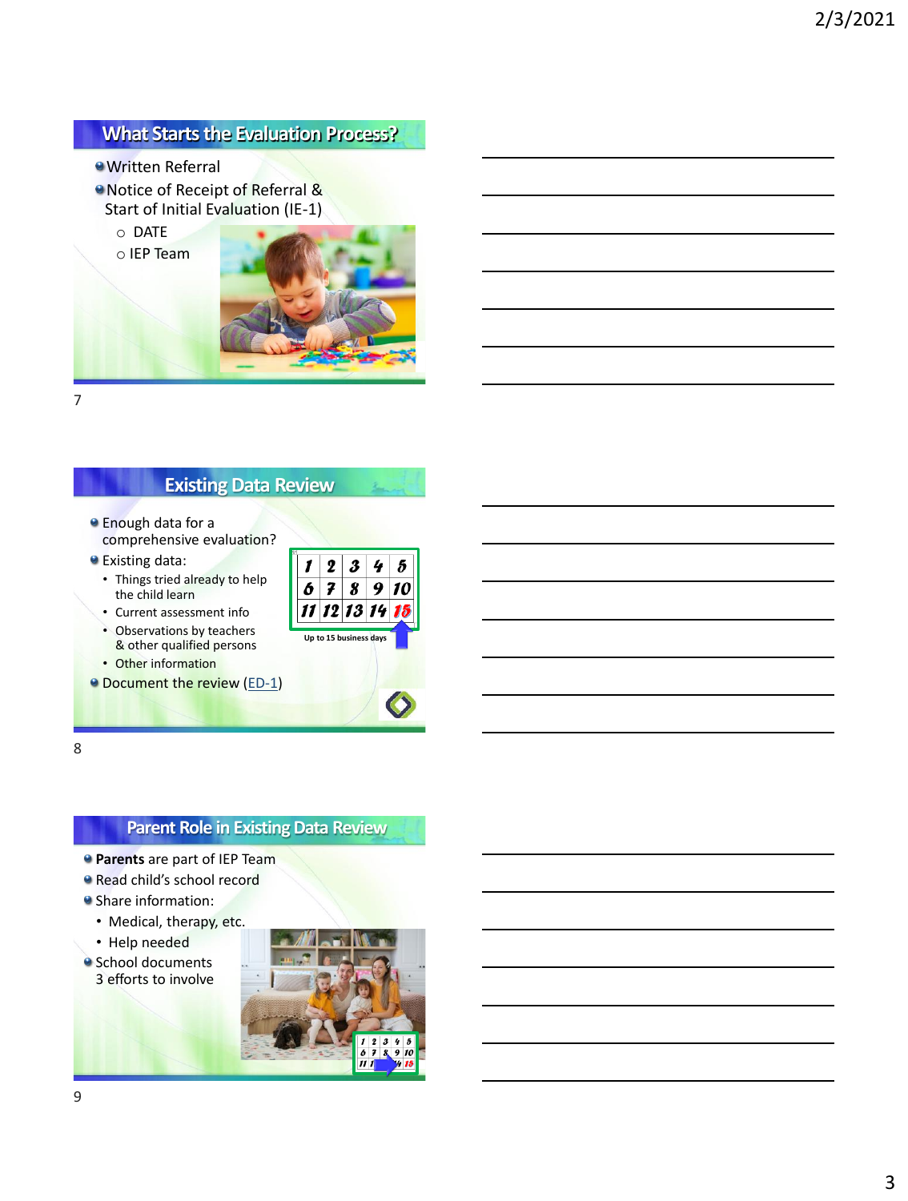## What Starts the Evaluation Process?

- Written Referral
- Notice of Receipt of Referral & Start of Initial Evaluation (IE-1)
  - DATE
  - IEP Team

## Existing Data Review

- Enough data for a comprehensive evaluation?
- Existing data:
  - Things tried already to help the child learn
  - Current assessment info
  - Observations by teachers & other qualified persons
  - Other information
- Document the review (ED-1)

| 1 | 2 | 3 | 4 | 5 |
|---|---|---|---|---|
| 6 | 7 | 8 | 9 | 10 |
| 11 | 12 | 13 | 14 | 15 |

Up to 15 business days

## Parent Role in Existing Data Review

- **Parents** are part of IEP Team
- Read child's school record
- Share information:
  - Medical, therapy, etc.
  - Help needed
- School documents 3 efforts to involve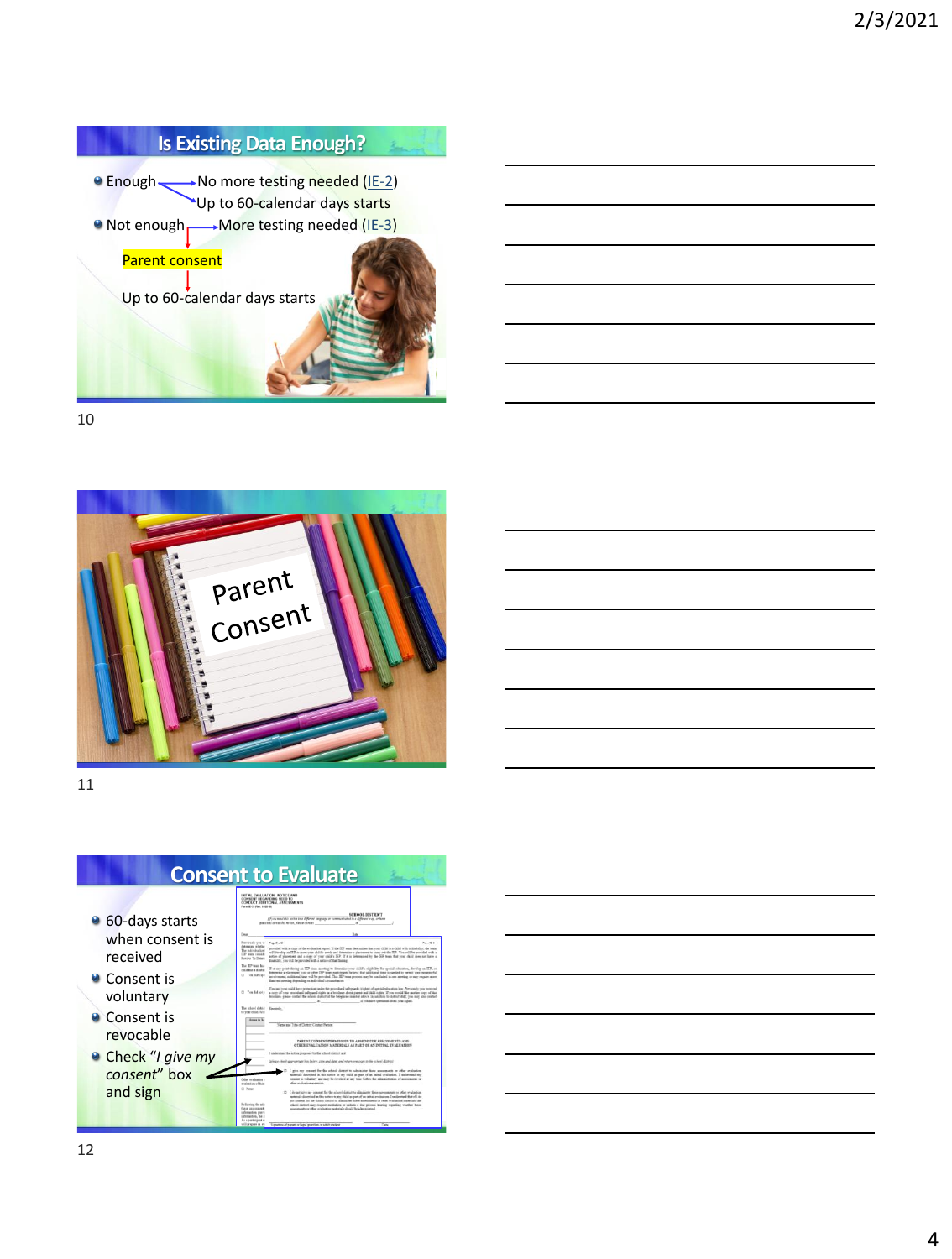## Is Existing Data Enough?

- Enough → No more testing needed (IE-2)
  → Up to 60-calendar days starts
- Not enough → More testing needed (IE-3)

  ↓

  Parent consent

  ↓

  Up to 60-calendar days starts

Parent Consent

## Consent to Evaluate

- 60-days starts when consent is received
- Consent is voluntary
- Consent is revocable
- Check "*I give my consent*" box and sign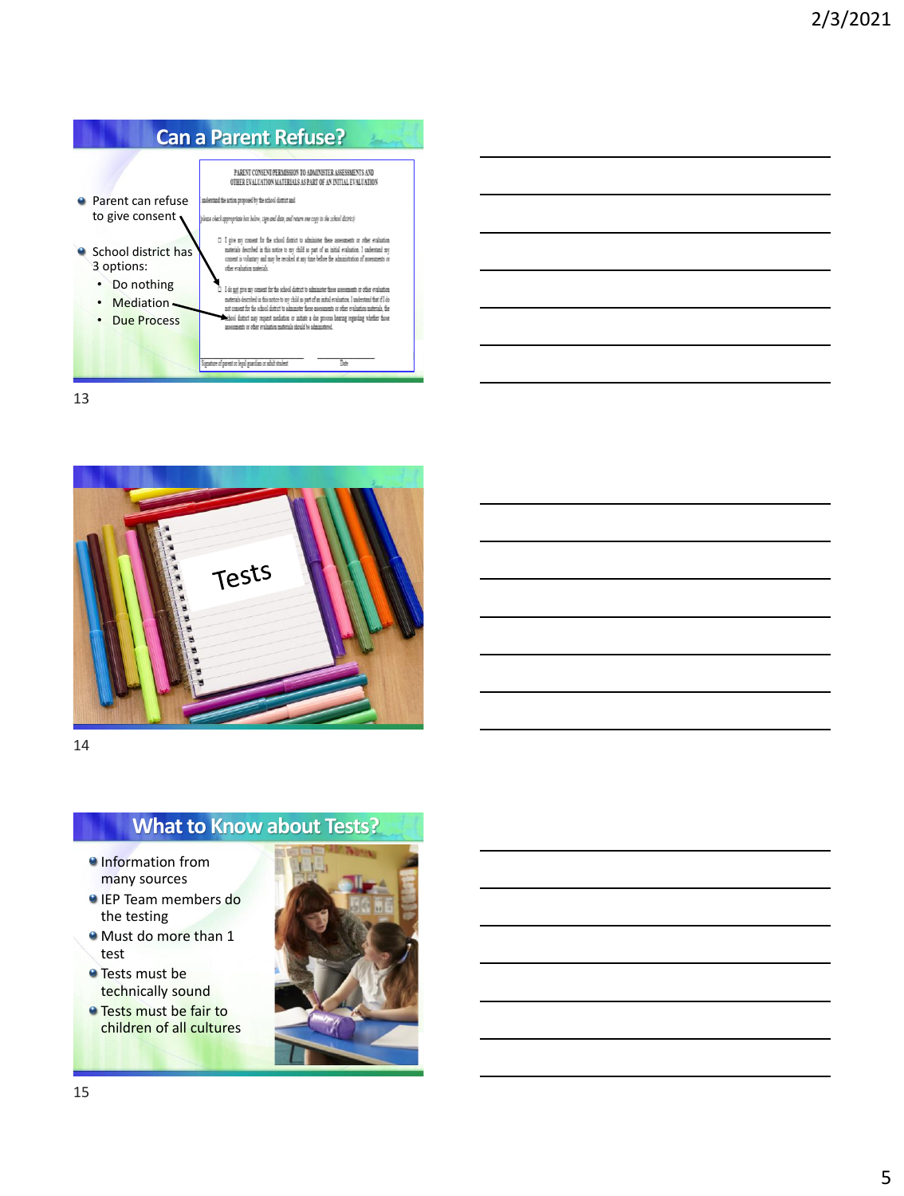## Can a Parent Refuse?

- Parent can refuse to give consent
- School district has 3 options:
  - Do nothing
  - Mediation
  - Due Process

PARENT CONSENT/PERMISSION TO ADMINISTER ASSESSMENTS AND OTHER EVALUATION MATERIALS AS PART OF AN INITIAL EVALUATION

understand the action proposed by the school district and

*(please check appropriate box below, sign and date, and return one copy to the school district)*

☐ I give my consent for the school district to administer these assessments or other evaluation materials described in this notice to my child as part of an initial evaluation. I understand my consent is voluntary and may be revoked at any time before the administration of assessments or other evaluation materials.

☐ I do not give my consent for the school district to administer these assessments or other evaluation materials described in this notice to my child as part of an initial evaluation. I understand that if I do not consent for the school district to administer these assessments or other evaluation materials, the school district may request mediation or initiate a due process hearing regarding whether those assessments or other evaluation materials should be administered.

Signature of parent or legal guardian or adult student &nbsp;&nbsp;&nbsp; Date

---

Tests

---

## What to Know about Tests?

- Information from many sources
- IEP Team members do the testing
- Must do more than 1 test
- Tests must be technically sound
- Tests must be fair to children of all cultures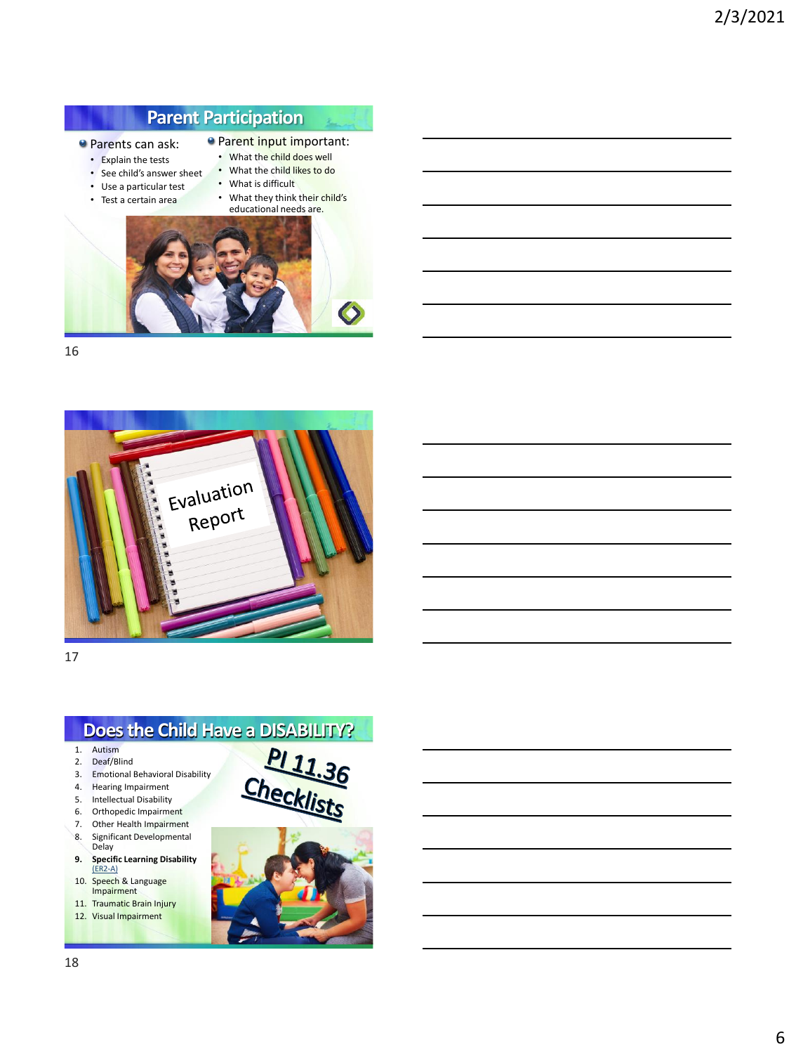## Parent Participation

- Parents can ask:
  - Explain the tests
  - See child's answer sheet
  - Use a particular test
  - Test a certain area
- Parent input important:
  - What the child does well
  - What the child likes to do
  - What is difficult
  - What they think their child's educational needs are.

## Evaluation Report

## Does the Child Have a DISABILITY?

1. Autism
2. Deaf/Blind
3. Emotional Behavioral Disability
4. Hearing Impairment
5. Intellectual Disability
6. Orthopedic Impairment
7. Other Health Impairment
8. Significant Developmental Delay
9. **Specific Learning Disability** (ER2-A)
10. Speech & Language Impairment
11. Traumatic Brain Injury
12. Visual Impairment

PI 11.36 Checklists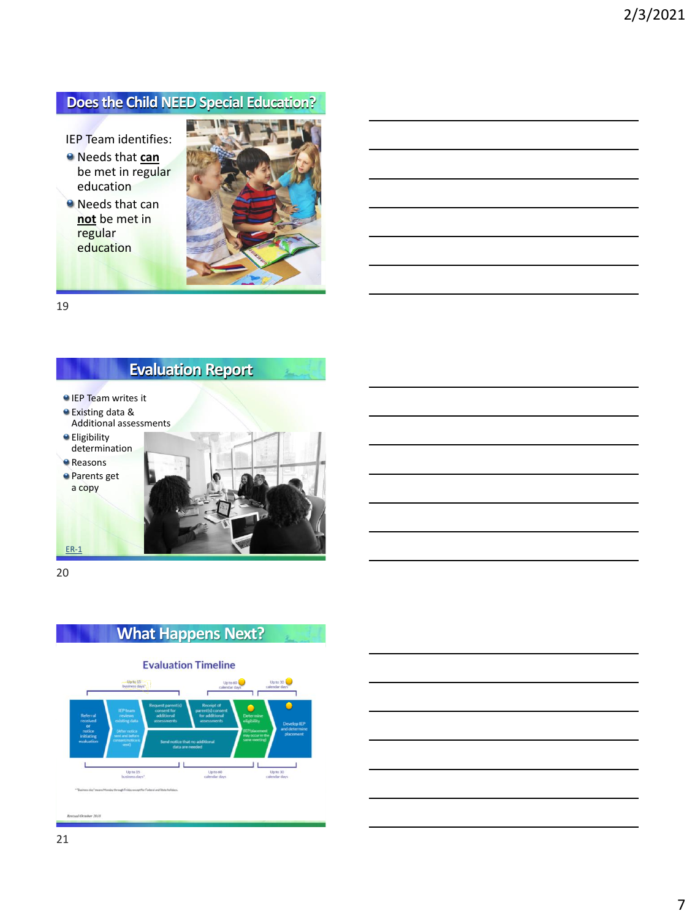## Does the Child NEED Special Education?

IEP Team identifies:

- Needs that **can** be met in regular education
- Needs that can **not** be met in regular education

## Evaluation Report

- IEP Team writes it
- Existing data & Additional assessments
- Eligibility determination
- Reasons
- Parents get a copy

ER-1

## What Happens Next?

### Evaluation Timeline

Up to 15 business days* | Up to 60 calendar days | Up to 30 calendar days

Referral received or notice initiating evaluation → IEP team reviews existing data (After notice sent and before consent/notice is sent) → Request parent(s) consent for additional assessments → Receipt of parent(s) consent for additional assessments → Determine eligibility (IEP/placement may occur in the same meeting) → Develop IEP and determine placement

Send notice that no additional data are needed

Up to 15 business days* | Up to 60 calendar days | Up to 30 calendar days

*"Business day" means Monday through Friday except for Federal and State holidays.

Revised October 2018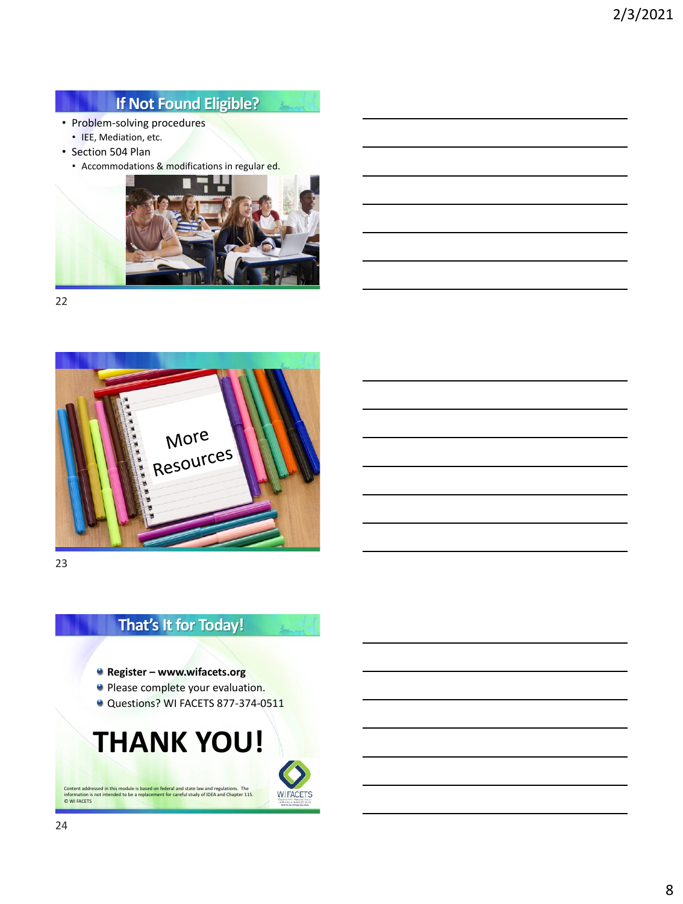## If Not Found Eligible?

- Problem-solving procedures
  - IEE, Mediation, etc.
- Section 504 Plan
  - Accommodations & modifications in regular ed.

More Resources

## That's It for Today!

- **Register – www.wifacets.org**
- Please complete your evaluation.
- Questions? WI FACETS 877-374-0511

# THANK YOU!

Content addressed in this module is based on federal and state law and regulations. The information is not intended to be a replacement for careful study of IDEA and Chapter 115.
© WI FACETS